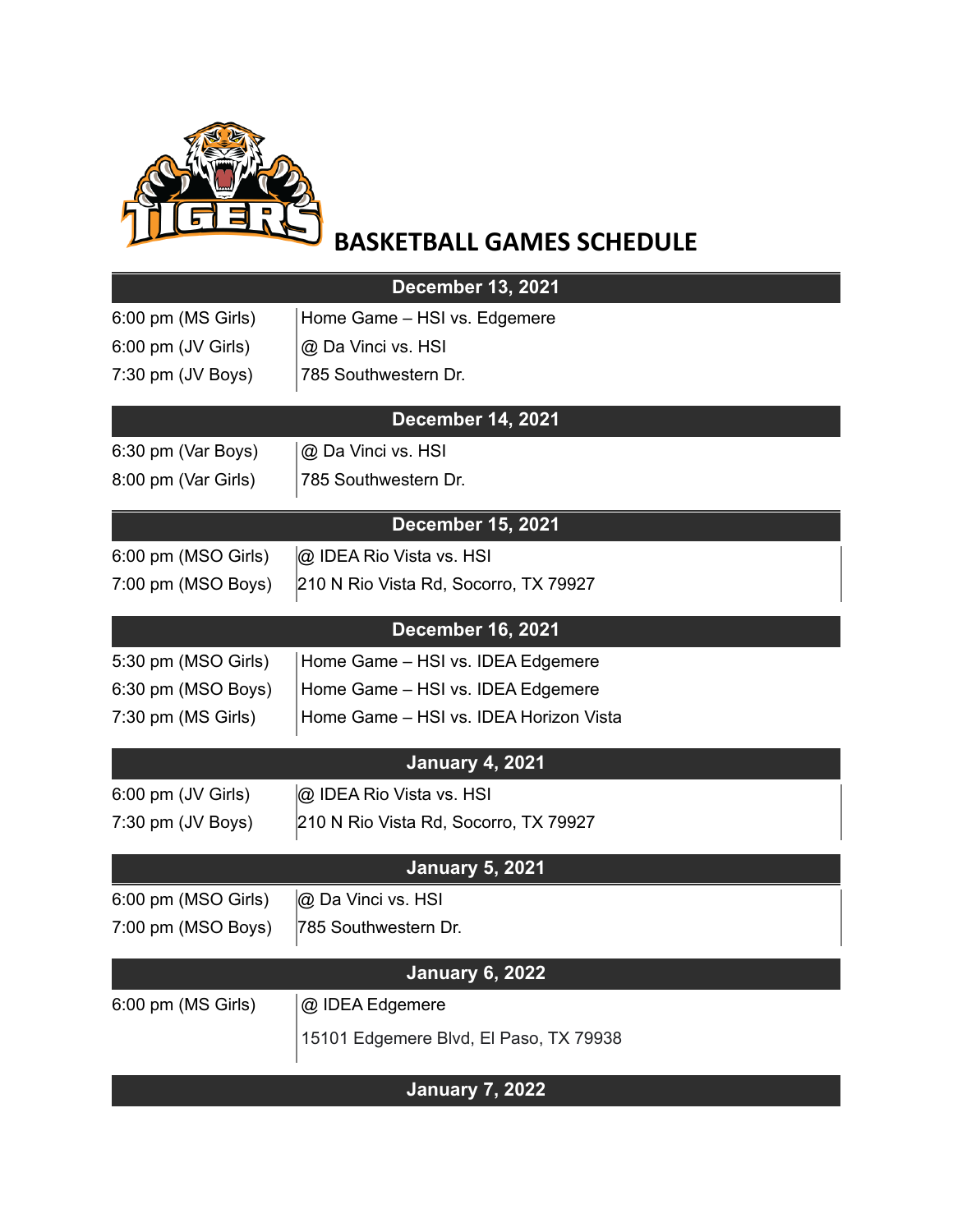# TIGERS BASKETBALL GAMES SCHEDULE

| December 13, 2021 | |
|---|---|
| 6:00 pm (MS Girls) | Home Game – HSI vs. Edgemere |
| 6:00 pm (JV Girls) | @ Da Vinci vs. HSI |
| 7:30 pm (JV Boys) | 785 Southwestern Dr. |

| December 14, 2021 | |
|---|---|
| 6:30 pm (Var Boys) | @ Da Vinci vs. HSI |
| 8:00 pm (Var Girls) | 785 Southwestern Dr. |

| December 15, 2021 | |
|---|---|
| 6:00 pm (MSO Girls) | @ IDEA Rio Vista vs. HSI |
| 7:00 pm (MSO Boys) | 210 N Rio Vista Rd, Socorro, TX 79927 |

| December 16, 2021 | |
|---|---|
| 5:30 pm (MSO Girls) | Home Game – HSI vs. IDEA Edgemere |
| 6:30 pm (MSO Boys) | Home Game – HSI vs. IDEA Edgemere |
| 7:30 pm (MS Girls) | Home Game – HSI vs. IDEA Horizon Vista |

| January 4, 2021 | |
|---|---|
| 6:00 pm (JV Girls) | @ IDEA Rio Vista vs. HSI |
| 7:30 pm (JV Boys) | 210 N Rio Vista Rd, Socorro, TX 79927 |

| January 5, 2021 | |
|---|---|
| 6:00 pm (MSO Girls) | @ Da Vinci vs. HSI |
| 7:00 pm (MSO Boys) | 785 Southwestern Dr. |

| January 6, 2022 | |
|---|---|
| 6:00 pm (MS Girls) | @ IDEA Edgemere |
| | 15101 Edgemere Blvd, El Paso, TX 79938 |

| January 7, 2022 | |
|---|---|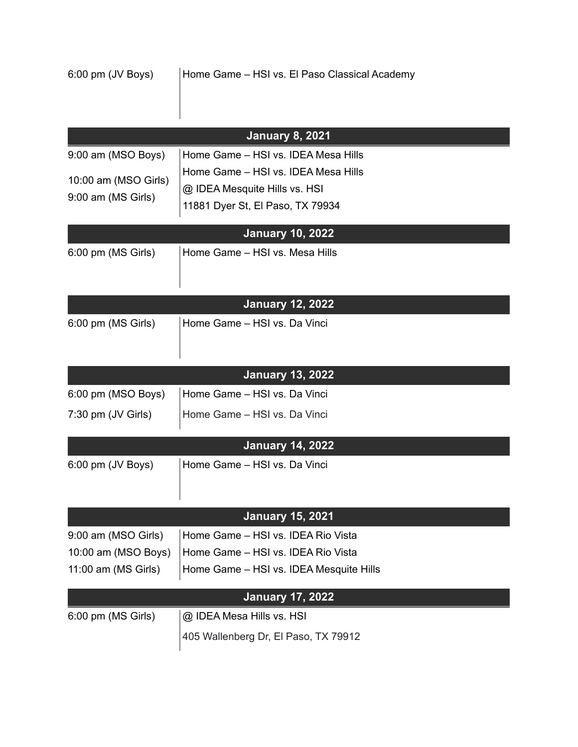| | |
|---|---|
| 6:00 pm (JV Boys) | Home Game – HSI vs. El Paso Classical Academy |

| January 8, 2021 | |
|---|---|
| 9:00 am (MSO Boys) | Home Game – HSI vs. IDEA Mesa Hills |
| 10:00 am (MSO Girls) | Home Game – HSI vs. IDEA Mesa Hills |
| 9:00 am (MS Girls) | @ IDEA Mesquite Hills vs. HSI<br>11881 Dyer St, El Paso, TX 79934 |

| January 10, 2022 | |
|---|---|
| 6:00 pm (MS Girls) | Home Game – HSI vs. Mesa Hills |

| January 12, 2022 | |
|---|---|
| 6:00 pm (MS Girls) | Home Game – HSI vs. Da Vinci |

| January 13, 2022 | |
|---|---|
| 6:00 pm (MSO Boys) | Home Game – HSI vs. Da Vinci |
| 7:30 pm (JV Girls) | Home Game – HSI vs. Da Vinci |

| January 14, 2022 | |
|---|---|
| 6:00 pm (JV Boys) | Home Game – HSI vs. Da Vinci |

| January 15, 2021 | |
|---|---|
| 9:00 am (MSO Girls) | Home Game – HSI vs. IDEA Rio Vista |
| 10:00 am (MSO Boys) | Home Game – HSI vs. IDEA Rio Vista |
| 11:00 am (MS Girls) | Home Game – HSI vs. IDEA Mesquite Hills |

| January 17, 2022 | |
|---|---|
| 6:00 pm (MS Girls) | @ IDEA Mesa Hills vs. HSI<br>405 Wallenberg Dr, El Paso, TX 79912 |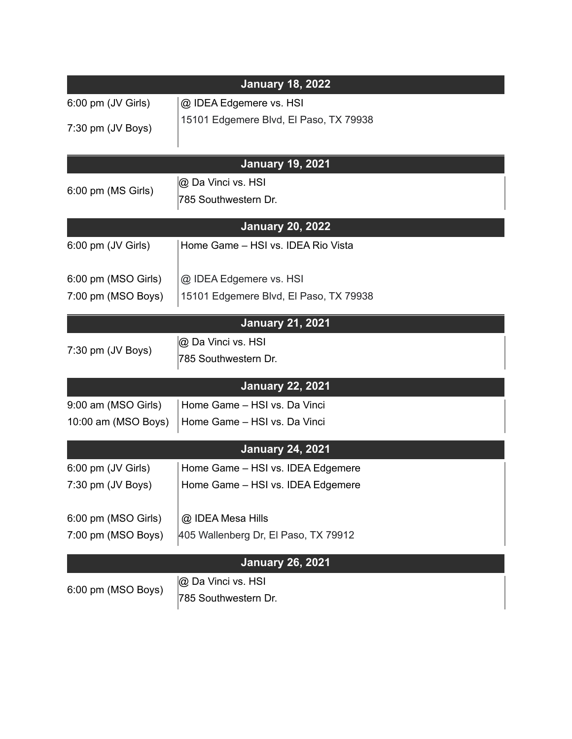| January 18, 2022 | |
|---|---|
| 6:00 pm (JV Girls)<br>7:30 pm (JV Boys) | @ IDEA Edgemere vs. HSI<br>15101 Edgemere Blvd, El Paso, TX 79938 |

| January 19, 2021 | |
|---|---|
| 6:00 pm (MS Girls) | @ Da Vinci vs. HSI<br>785 Southwestern Dr. |

| January 20, 2022 | |
|---|---|
| 6:00 pm (JV Girls) | Home Game – HSI vs. IDEA Rio Vista |
| 6:00 pm (MSO Girls)<br>7:00 pm (MSO Boys) | @ IDEA Edgemere vs. HSI<br>15101 Edgemere Blvd, El Paso, TX 79938 |

| January 21, 2021 | |
|---|---|
| 7:30 pm (JV Boys) | @ Da Vinci vs. HSI<br>785 Southwestern Dr. |

| January 22, 2021 | |
|---|---|
| 9:00 am (MSO Girls) | Home Game – HSI vs. Da Vinci |
| 10:00 am (MSO Boys) | Home Game – HSI vs. Da Vinci |

| January 24, 2021 | |
|---|---|
| 6:00 pm (JV Girls) | Home Game – HSI vs. IDEA Edgemere |
| 7:30 pm (JV Boys) | Home Game – HSI vs. IDEA Edgemere |
| 6:00 pm (MSO Girls)<br>7:00 pm (MSO Boys) | @ IDEA Mesa Hills<br>405 Wallenberg Dr, El Paso, TX 79912 |

| January 26, 2021 | |
|---|---|
| 6:00 pm (MSO Boys) | @ Da Vinci vs. HSI<br>785 Southwestern Dr. |